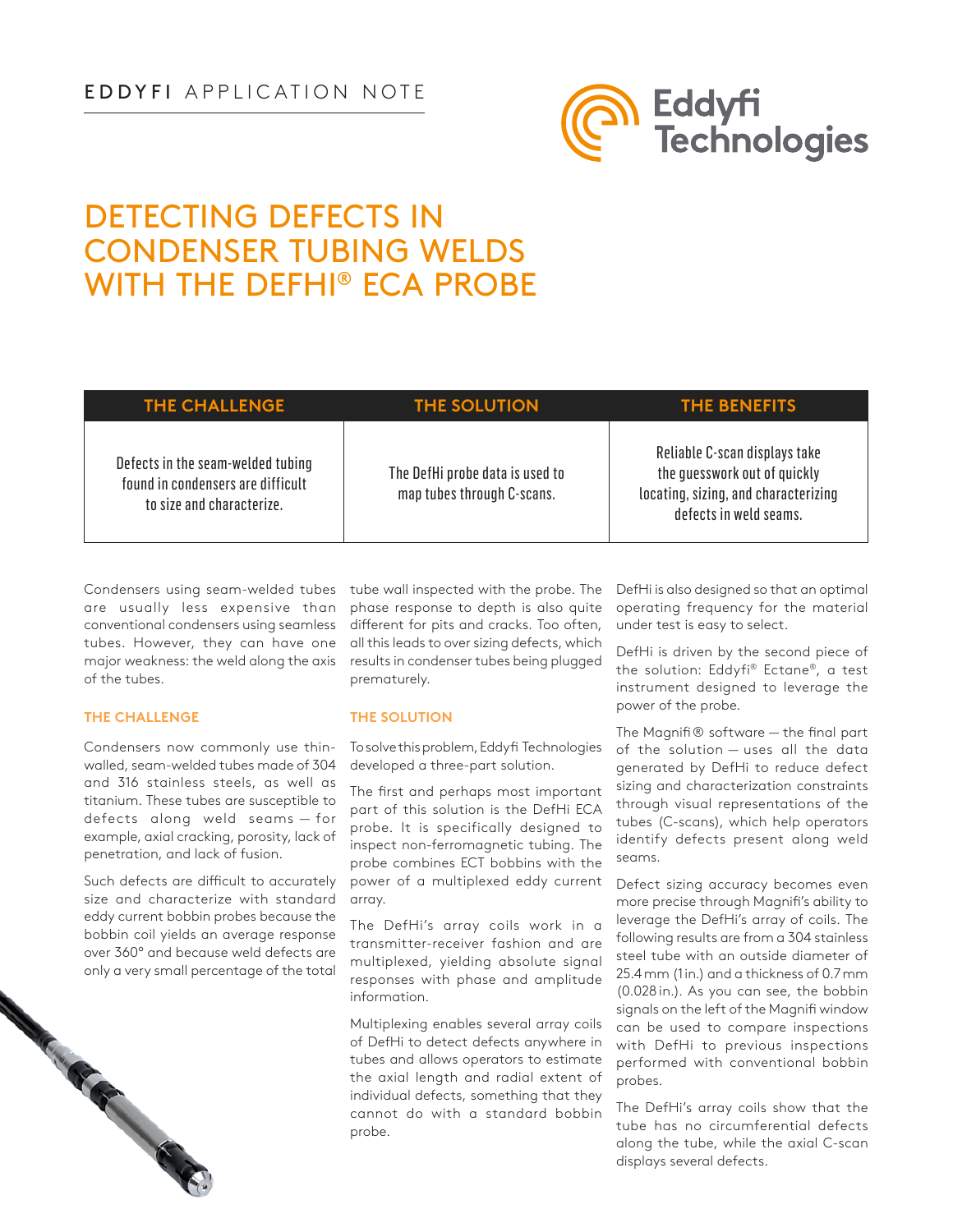EDDYFI APPLICATION NOTE

# DETECTING DEFECTS IN CONDENSER TUBING WELDS WITH THE DEFHI® ECA PROBE

| THE CHALLENGE | THE SOLUTION | THE BENEFITS |
|---|---|---|
| Defects in the seam-welded tubing found in condensers are difficult to size and characterize. | The DefHi probe data is used to map tubes through C-scans. | Reliable C-scan displays take the guesswork out of quickly locating, sizing, and characterizing defects in weld seams. |

Condensers using seam-welded tubes are usually less expensive than conventional condensers using seamless tubes. However, they can have one major weakness: the weld along the axis of the tubes.

## THE CHALLENGE

Condensers now commonly use thin-walled, seam-welded tubes made of 304 and 316 stainless steels, as well as titanium. These tubes are susceptible to defects along weld seams — for example, axial cracking, porosity, lack of penetration, and lack of fusion.

Such defects are difficult to accurately size and characterize with standard eddy current bobbin probes because the bobbin coil yields an average response over 360° and because weld defects are only a very small percentage of the total tube wall inspected with the probe. The phase response to depth is also quite different for pits and cracks. Too often, all this leads to over sizing defects, which results in condenser tubes being plugged prematurely.

## THE SOLUTION

To solve this problem, Eddyfi Technologies developed a three-part solution.

The first and perhaps most important part of this solution is the DefHi ECA probe. It is specifically designed to inspect non-ferromagnetic tubing. The probe combines ECT bobbins with the power of a multiplexed eddy current array.

The DefHi's array coils work in a transmitter-receiver fashion and are multiplexed, yielding absolute signal responses with phase and amplitude information.

Multiplexing enables several array coils of DefHi to detect defects anywhere in tubes and allows operators to estimate the axial length and radial extent of individual defects, something that they cannot do with a standard bobbin probe.

DefHi is also designed so that an optimal operating frequency for the material under test is easy to select.

DefHi is driven by the second piece of the solution: Eddyfi® Ectane®, a test instrument designed to leverage the power of the probe.

The Magnifi® software — the final part of the solution — uses all the data generated by DefHi to reduce defect sizing and characterization constraints through visual representations of the tubes (C-scans), which help operators identify defects present along weld seams.

Defect sizing accuracy becomes even more precise through Magnifi's ability to leverage the DefHi's array of coils. The following results are from a 304 stainless steel tube with an outside diameter of 25.4 mm (1 in.) and a thickness of 0.7 mm (0.028 in.). As you can see, the bobbin signals on the left of the Magnifi window can be used to compare inspections with DefHi to previous inspections performed with conventional bobbin probes.

The DefHi's array coils show that the tube has no circumferential defects along the tube, while the axial C-scan displays several defects.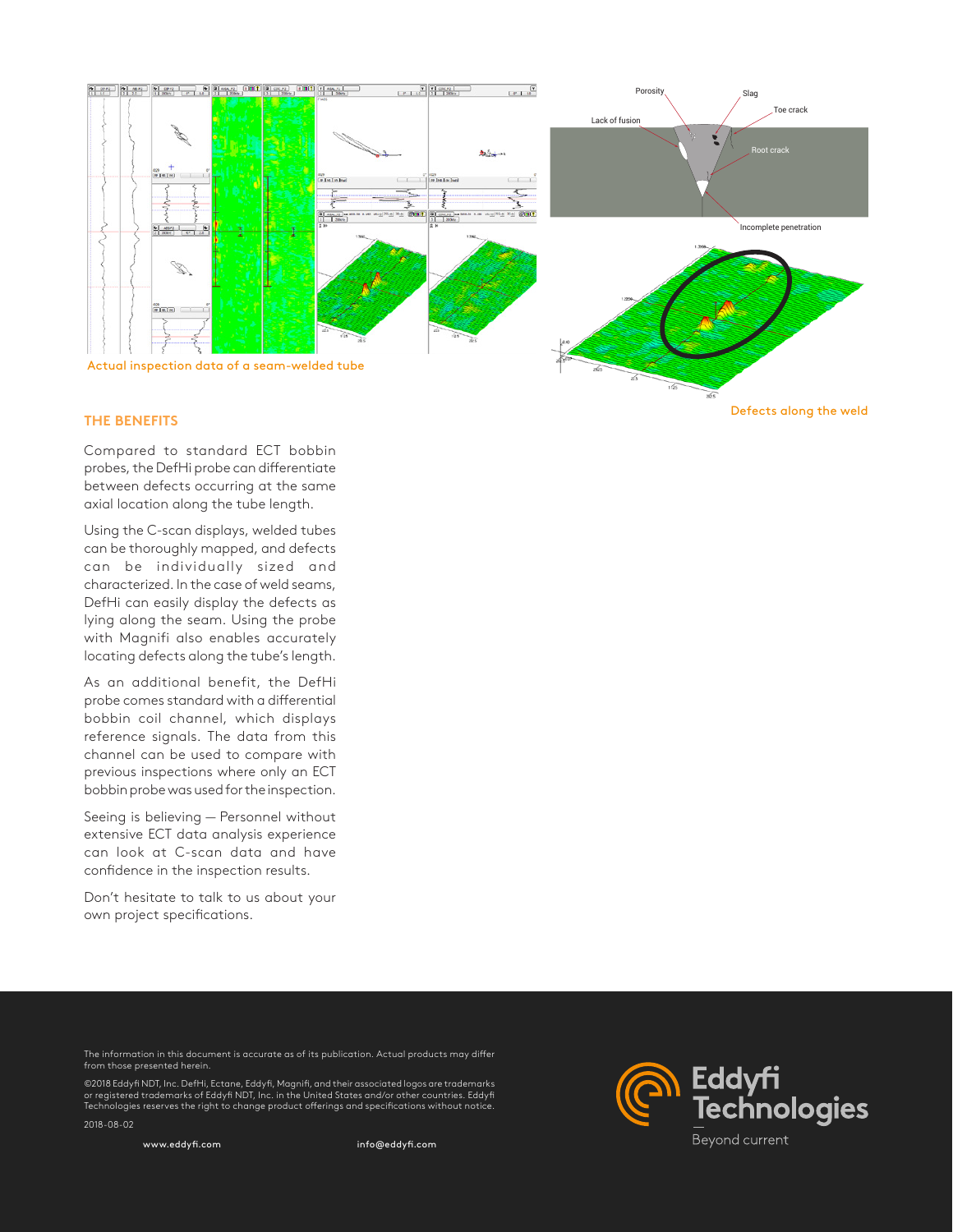Actual inspection data of a seam-welded tube

Porosity

Slag

Toe crack

Lack of fusion

Root crack

Incomplete penetration

Defects along the weld

## THE BENEFITS

Compared to standard ECT bobbin probes, the DefHi probe can differentiate between defects occurring at the same axial location along the tube length.

Using the C-scan displays, welded tubes can be thoroughly mapped, and defects can be individually sized and characterized. In the case of weld seams, DefHi can easily display the defects as lying along the seam. Using the probe with Magnifi also enables accurately locating defects along the tube's length.

As an additional benefit, the DefHi probe comes standard with a differential bobbin coil channel, which displays reference signals. The data from this channel can be used to compare with previous inspections where only an ECT bobbin probe was used for the inspection.

Seeing is believing — Personnel without extensive ECT data analysis experience can look at C-scan data and have confidence in the inspection results.

Don't hesitate to talk to us about your own project specifications.

The information in this document is accurate as of its publication. Actual products may differ from those presented herein.

©2018 Eddyfi NDT, Inc. DefHi, Ectane, Eddyfi, Magnifi, and their associated logos are trademarks or registered trademarks of Eddyfi NDT, Inc. in the United States and/or other countries. Eddyfi Technologies reserves the right to change product offerings and specifications without notice.

2018-08-02

www.eddyfi.com

info@eddyfi.com

Eddyfi Technologies

Beyond current